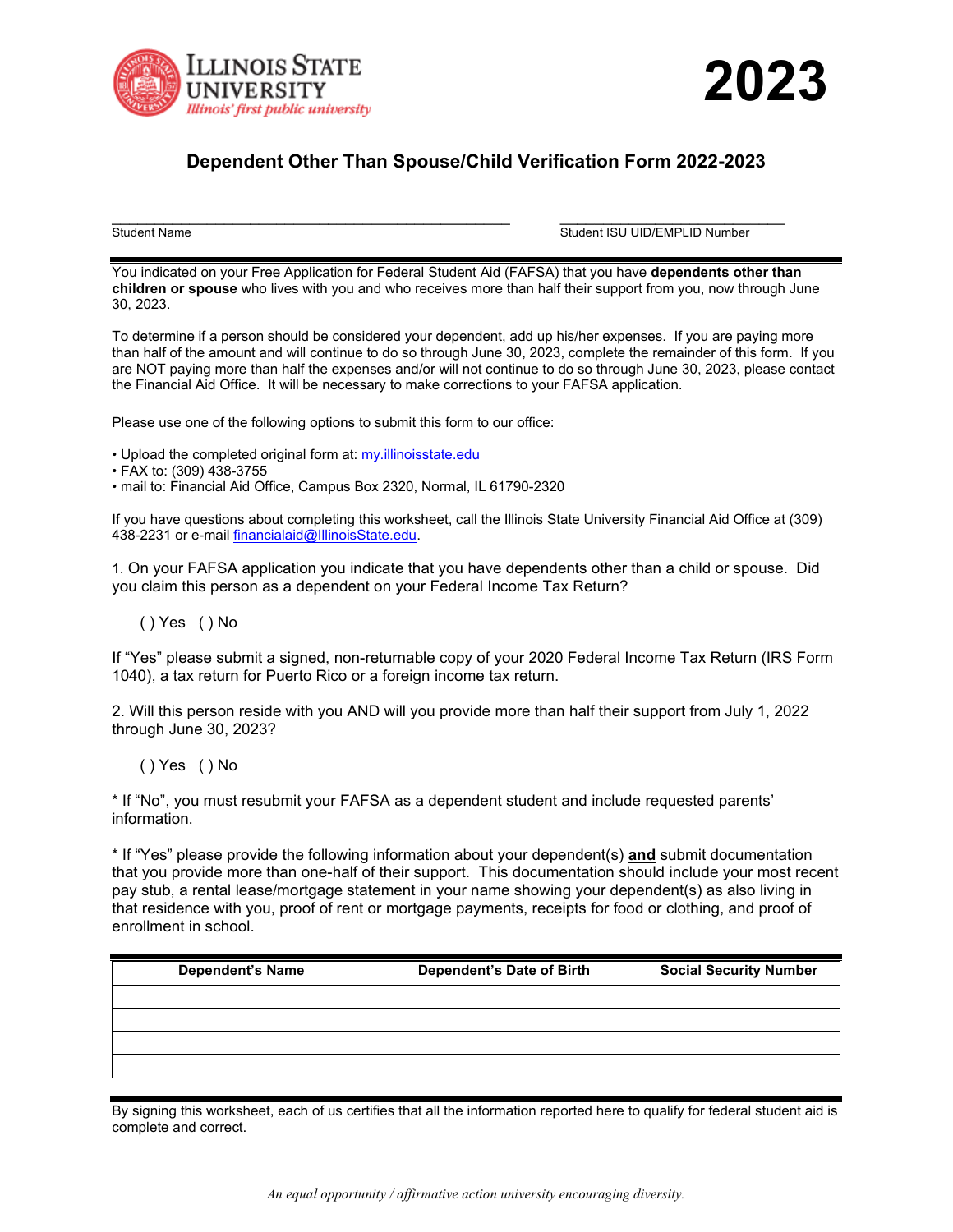Illinois State University
*Illinois' first public university*

# 2023

## Dependent Other Than Spouse/Child Verification Form 2022-2023

_______________________________________________ Student Name

___________________________ Student ISU UID/EMPLID Number

You indicated on your Free Application for Federal Student Aid (FAFSA) that you have **dependents other than children or spouse** who lives with you and who receives more than half their support from you, now through June 30, 2023.

To determine if a person should be considered your dependent, add up his/her expenses. If you are paying more than half of the amount and will continue to do so through June 30, 2023, complete the remainder of this form. If you are NOT paying more than half the expenses and/or will not continue to do so through June 30, 2023, please contact the Financial Aid Office. It will be necessary to make corrections to your FAFSA application.

Please use one of the following options to submit this form to our office:

- Upload the completed original form at: my.illinoisstate.edu
- FAX to: (309) 438-3755
- mail to: Financial Aid Office, Campus Box 2320, Normal, IL 61790-2320

If you have questions about completing this worksheet, call the Illinois State University Financial Aid Office at (309) 438-2231 or e-mail financialaid@IllinoisState.edu.

1. On your FAFSA application you indicate that you have dependents other than a child or spouse. Did you claim this person as a dependent on your Federal Income Tax Return?

( ) Yes ( ) No

If "Yes" please submit a signed, non-returnable copy of your 2020 Federal Income Tax Return (IRS Form 1040), a tax return for Puerto Rico or a foreign income tax return.

2. Will this person reside with you AND will you provide more than half their support from July 1, 2022 through June 30, 2023?

( ) Yes ( ) No

* If "No", you must resubmit your FAFSA as a dependent student and include requested parents' information.

* If "Yes" please provide the following information about your dependent(s) **and** submit documentation that you provide more than one-half of their support. This documentation should include your most recent pay stub, a rental lease/mortgage statement in your name showing your dependent(s) as also living in that residence with you, proof of rent or mortgage payments, receipts for food or clothing, and proof of enrollment in school.

| Dependent's Name | Dependent's Date of Birth | Social Security Number |
|---|---|---|
| | | |
| | | |
| | | |
| | | |

By signing this worksheet, each of us certifies that all the information reported here to qualify for federal student aid is complete and correct.

*An equal opportunity / affirmative action university encouraging diversity.*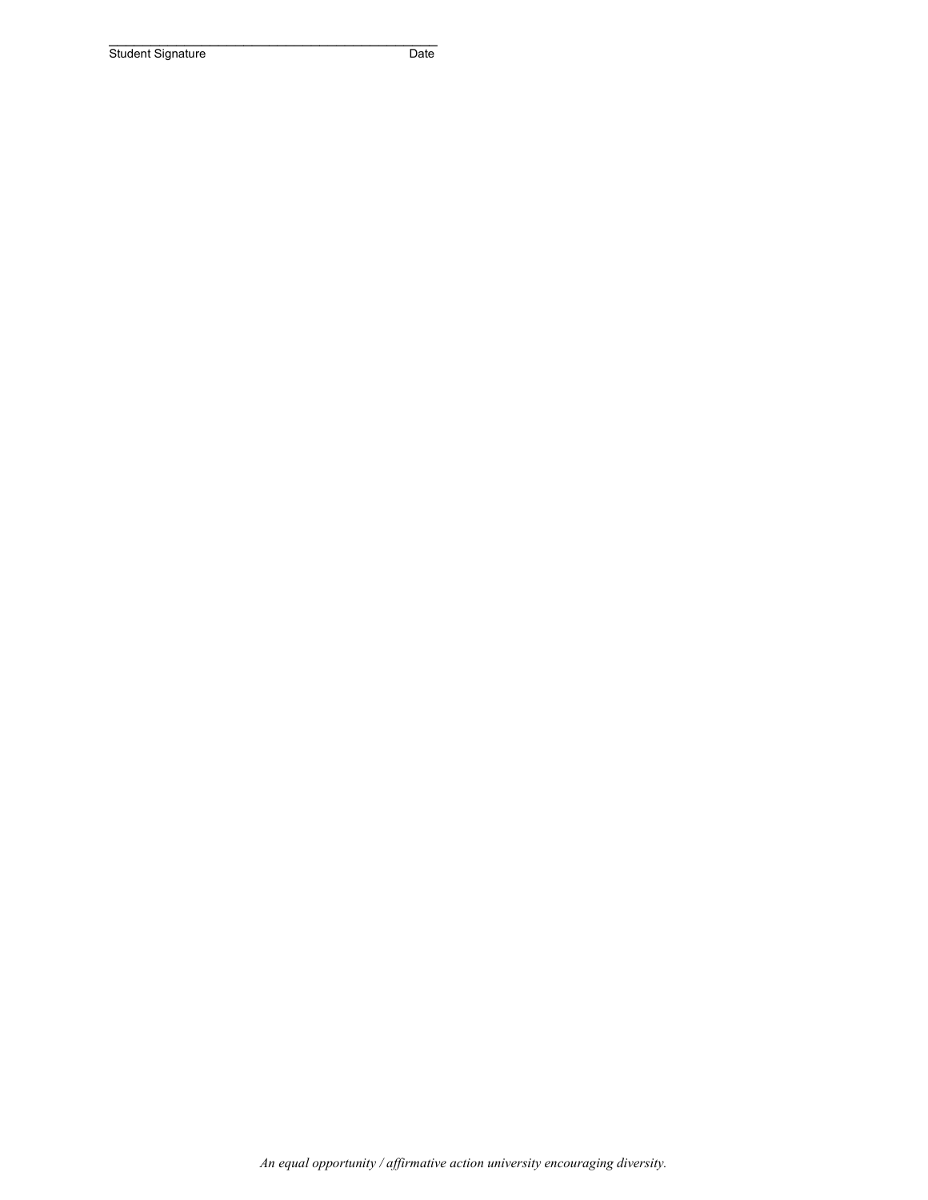\_\_\_\_\_\_\_\_\_\_\_\_\_\_\_\_\_\_\_\_\_\_\_\_\_\_\_\_\_\_\_\_\_\_\_\_\_\_\_\_\_\_\_\_\_\_

Student Signature Date

*An equal opportunity / affirmative action university encouraging diversity.*